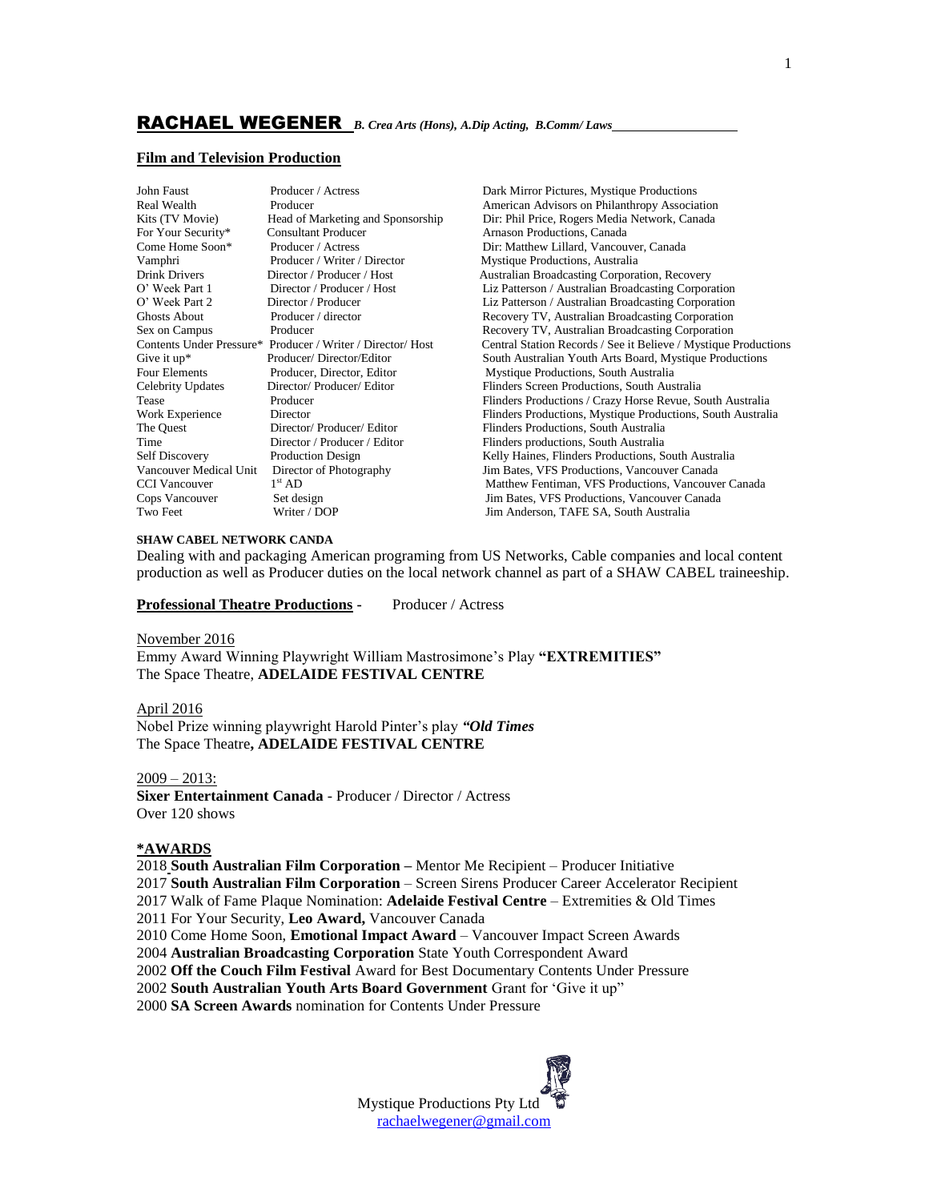# RACHAEL WEGENER *B. Crea Arts (Hons), A.Dip Acting, B.Comm/ Laws*

## Film and Television Production

| | | |
|---|---|---|
| John Faust | Producer / Actress | Dark Mirror Pictures, Mystique Productions |
| Real Wealth | Producer | American Advisors on Philanthropy Association |
| Kits (TV Movie) | Head of Marketing and Sponsorship | Dir: Phil Price, Rogers Media Network, Canada |
| For Your Security* | Consultant Producer | Arnason Productions, Canada |
| Come Home Soon* | Producer / Actress | Dir: Matthew Lillard, Vancouver, Canada |
| Vamphri | Producer / Writer / Director | Mystique Productions, Australia |
| Drink Drivers | Director / Producer / Host | Australian Broadcasting Corporation, Recovery |
| O' Week Part 1 | Director / Producer / Host | Liz Patterson / Australian Broadcasting Corporation |
| O' Week Part 2 | Director / Producer | Liz Patterson / Australian Broadcasting Corporation |
| Ghosts About | Producer / director | Recovery TV, Australian Broadcasting Corporation |
| Sex on Campus | Producer | Recovery TV, Australian Broadcasting Corporation |
| Contents Under Pressure* | Producer / Writer / Director/ Host | Central Station Records / See it Believe / Mystique Productions |
| Give it up* | Producer/ Director/Editor | South Australian Youth Arts Board, Mystique Productions |
| Four Elements | Producer, Director, Editor | Mystique Productions, South Australia |
| Celebrity Updates | Director/ Producer/ Editor | Flinders Screen Productions, South Australia |
| Tease | Producer | Flinders Productions / Crazy Horse Revue, South Australia |
| Work Experience | Director | Flinders Productions, Mystique Productions, South Australia |
| The Quest | Director/ Producer/ Editor | Flinders Productions, South Australia |
| Time | Director / Producer / Editor | Flinders productions, South Australia |
| Self Discovery | Production Design | Kelly Haines, Flinders Productions, South Australia |
| Vancouver Medical Unit | Director of Photography | Jim Bates, VFS Productions, Vancouver Canada |
| CCI Vancouver | 1st AD | Matthew Fentiman, VFS Productions, Vancouver Canada |
| Cops Vancouver | Set design | Jim Bates, VFS Productions, Vancouver Canada |
| Two Feet | Writer / DOP | Jim Anderson, TAFE SA, South Australia |

**SHAW CABEL NETWORK CANDA**

Dealing with and packaging American programing from US Networks, Cable companies and local content production as well as Producer duties on the local network channel as part of a SHAW CABEL traineeship.

**Professional Theatre Productions** - Producer / Actress

November 2016
Emmy Award Winning Playwright William Mastrosimone's Play **"EXTREMITIES"**
The Space Theatre, **ADELAIDE FESTIVAL CENTRE**

April 2016
Nobel Prize winning playwright Harold Pinter's play ***"Old Times***
The Space Theatre**, ADELAIDE FESTIVAL CENTRE**

2009 – 2013:
**Sixer Entertainment Canada** - Producer / Director / Actress
Over 120 shows

## *AWARDS

2018 **South Australian Film Corporation –** Mentor Me Recipient – Producer Initiative
2017 **South Australian Film Corporation** – Screen Sirens Producer Career Accelerator Recipient
2017 Walk of Fame Plaque Nomination: **Adelaide Festival Centre** – Extremities & Old Times
2011 For Your Security, **Leo Award,** Vancouver Canada
2010 Come Home Soon, **Emotional Impact Award** – Vancouver Impact Screen Awards
2004 **Australian Broadcasting Corporation** State Youth Correspondent Award
2002 **Off the Couch Film Festival** Award for Best Documentary Contents Under Pressure
2002 **South Australian Youth Arts Board Government** Grant for 'Give it up"
2000 **SA Screen Awards** nomination for Contents Under Pressure

Mystique Productions Pty Ltd
rachaelwegener@gmail.com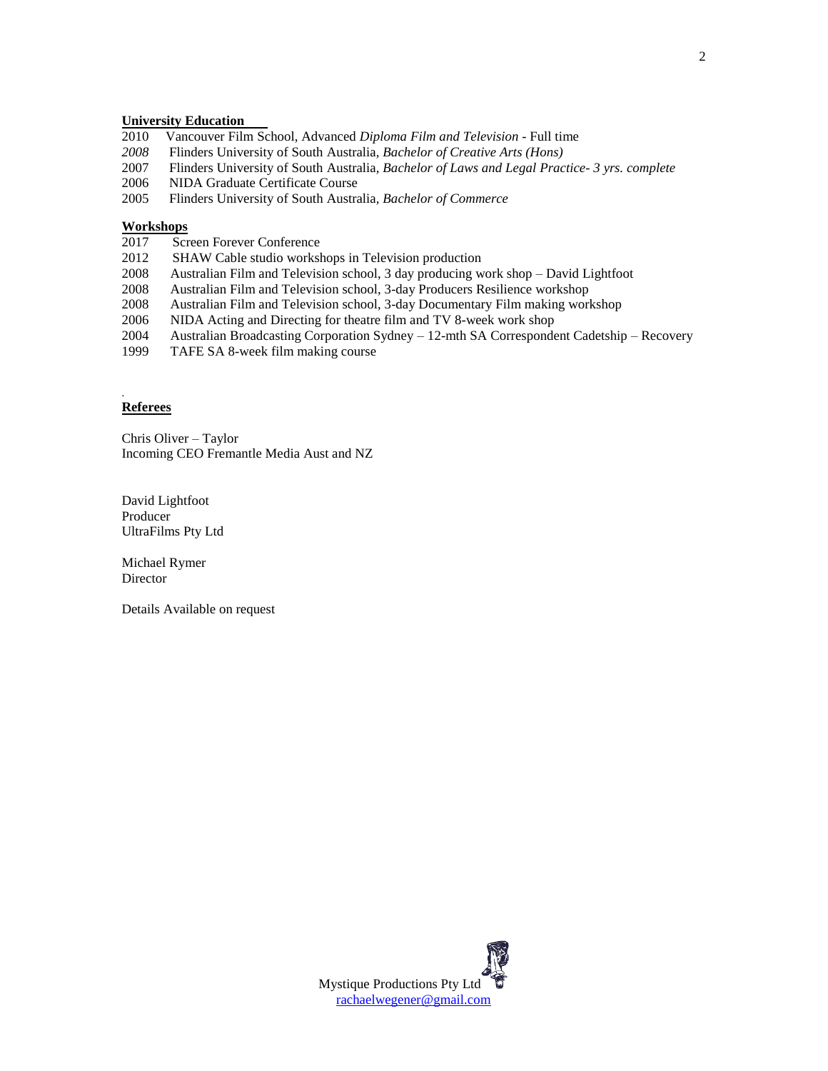**University Education**

2010 Vancouver Film School, Advanced *Diploma Film and Television* - Full time
*2008* Flinders University of South Australia, *Bachelor of Creative Arts (Hons)*
2007 Flinders University of South Australia, *Bachelor of Laws and Legal Practice- 3 yrs. complete*
2006 NIDA Graduate Certificate Course
2005 Flinders University of South Australia, *Bachelor of Commerce*

**Workshops**

2017 Screen Forever Conference
2012 SHAW Cable studio workshops in Television production
2008 Australian Film and Television school, 3 day producing work shop – David Lightfoot
2008 Australian Film and Television school, 3-day Producers Resilience workshop
2008 Australian Film and Television school, 3-day Documentary Film making workshop
2006 NIDA Acting and Directing for theatre film and TV 8-week work shop
2004 Australian Broadcasting Corporation Sydney – 12-mth SA Correspondent Cadetship – Recovery
1999 TAFE SA 8-week film making course

**Referees**

Chris Oliver – Taylor
Incoming CEO Fremantle Media Aust and NZ

David Lightfoot
Producer
UltraFilms Pty Ltd

Michael Rymer
Director

Details Available on request

Mystique Productions Pty Ltd
rachaelwegener@gmail.com